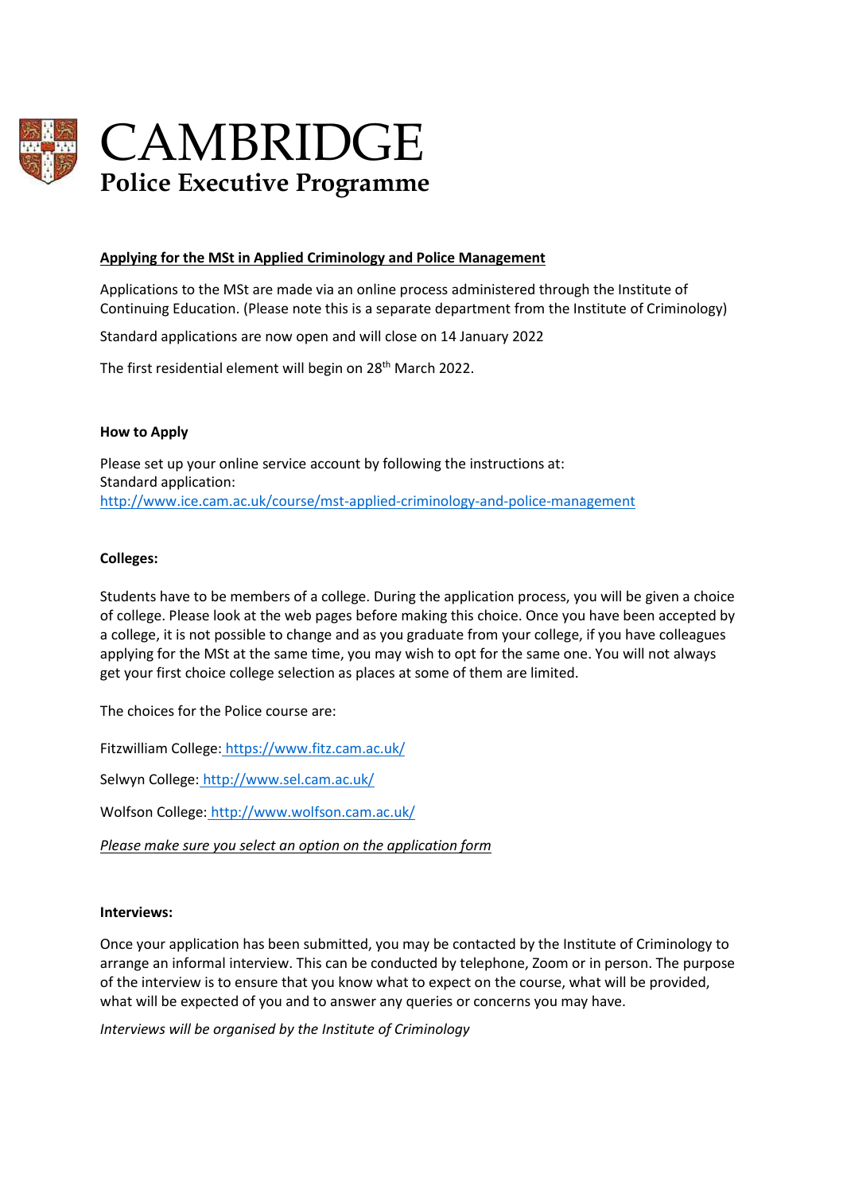# CAMBRIDGE
## Police Executive Programme

**Applying for the MSt in Applied Criminology and Police Management**

Applications to the MSt are made via an online process administered through the Institute of Continuing Education. (Please note this is a separate department from the Institute of Criminology)

Standard applications are now open and will close on 14 January 2022

The first residential element will begin on 28th March 2022.

**How to Apply**

Please set up your online service account by following the instructions at:
Standard application:
http://www.ice.cam.ac.uk/course/mst-applied-criminology-and-police-management

**Colleges:**

Students have to be members of a college. During the application process, you will be given a choice of college. Please look at the web pages before making this choice. Once you have been accepted by a college, it is not possible to change and as you graduate from your college, if you have colleagues applying for the MSt at the same time, you may wish to opt for the same one. You will not always get your first choice college selection as places at some of them are limited.

The choices for the Police course are:

Fitzwilliam College: https://www.fitz.cam.ac.uk/

Selwyn College: http://www.sel.cam.ac.uk/

Wolfson College: http://www.wolfson.cam.ac.uk/

*Please make sure you select an option on the application form*

**Interviews:**

Once your application has been submitted, you may be contacted by the Institute of Criminology to arrange an informal interview. This can be conducted by telephone, Zoom or in person. The purpose of the interview is to ensure that you know what to expect on the course, what will be provided, what will be expected of you and to answer any queries or concerns you may have.

*Interviews will be organised by the Institute of Criminology*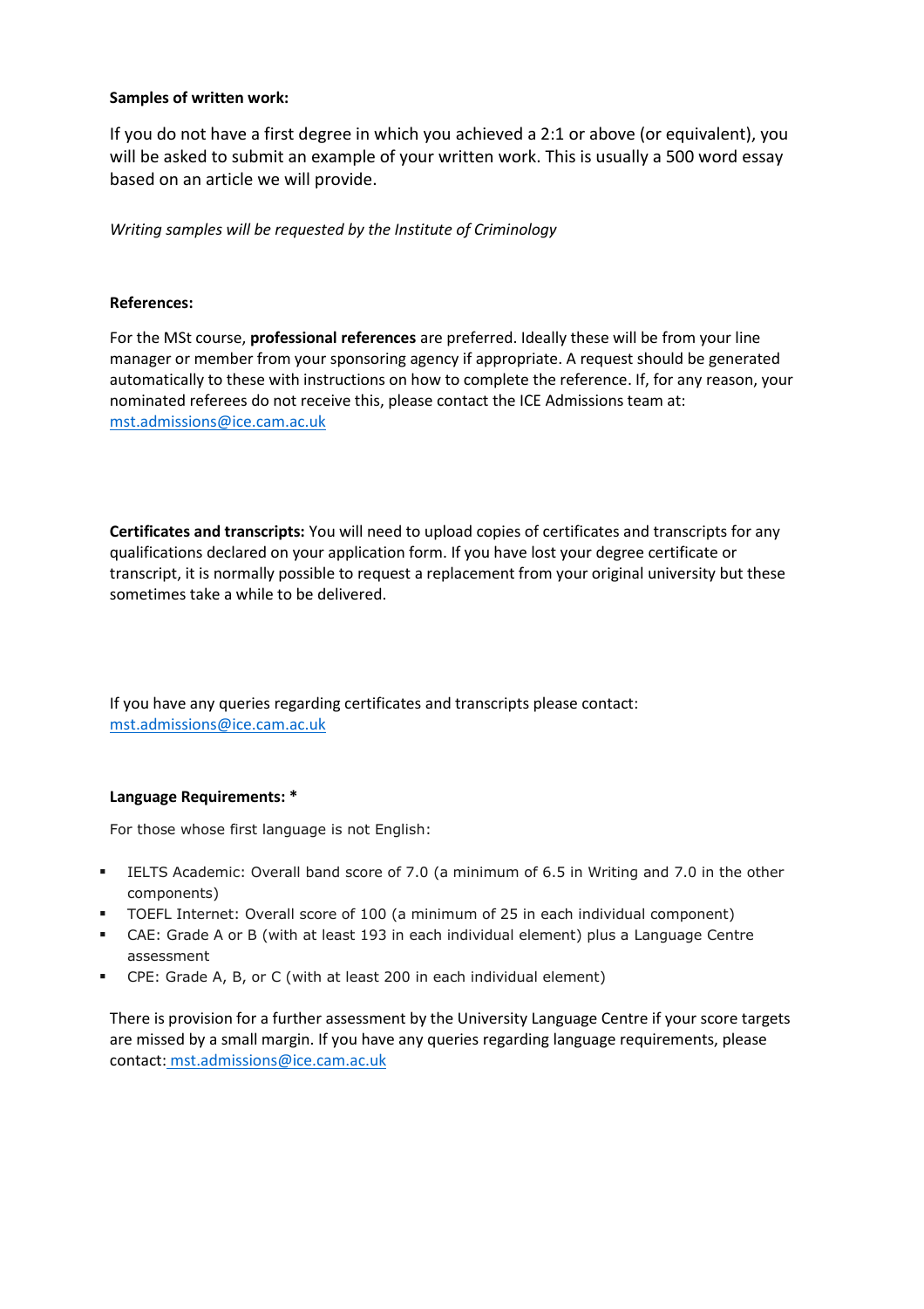**Samples of written work:**

If you do not have a first degree in which you achieved a 2:1 or above (or equivalent), you will be asked to submit an example of your written work. This is usually a 500 word essay based on an article we will provide.

*Writing samples will be requested by the Institute of Criminology*

**References:**

For the MSt course, **professional references** are preferred. Ideally these will be from your line manager or member from your sponsoring agency if appropriate. A request should be generated automatically to these with instructions on how to complete the reference. If, for any reason, your nominated referees do not receive this, please contact the ICE Admissions team at: mst.admissions@ice.cam.ac.uk

**Certificates and transcripts:** You will need to upload copies of certificates and transcripts for any qualifications declared on your application form. If you have lost your degree certificate or transcript, it is normally possible to request a replacement from your original university but these sometimes take a while to be delivered.

If you have any queries regarding certificates and transcripts please contact: mst.admissions@ice.cam.ac.uk

**Language Requirements: ***

For those whose first language is not English:

- IELTS Academic: Overall band score of 7.0 (a minimum of 6.5 in Writing and 7.0 in the other components)
- TOEFL Internet: Overall score of 100 (a minimum of 25 in each individual component)
- CAE: Grade A or B (with at least 193 in each individual element) plus a Language Centre assessment
- CPE: Grade A, B, or C (with at least 200 in each individual element)

There is provision for a further assessment by the University Language Centre if your score targets are missed by a small margin. If you have any queries regarding language requirements, please contact: mst.admissions@ice.cam.ac.uk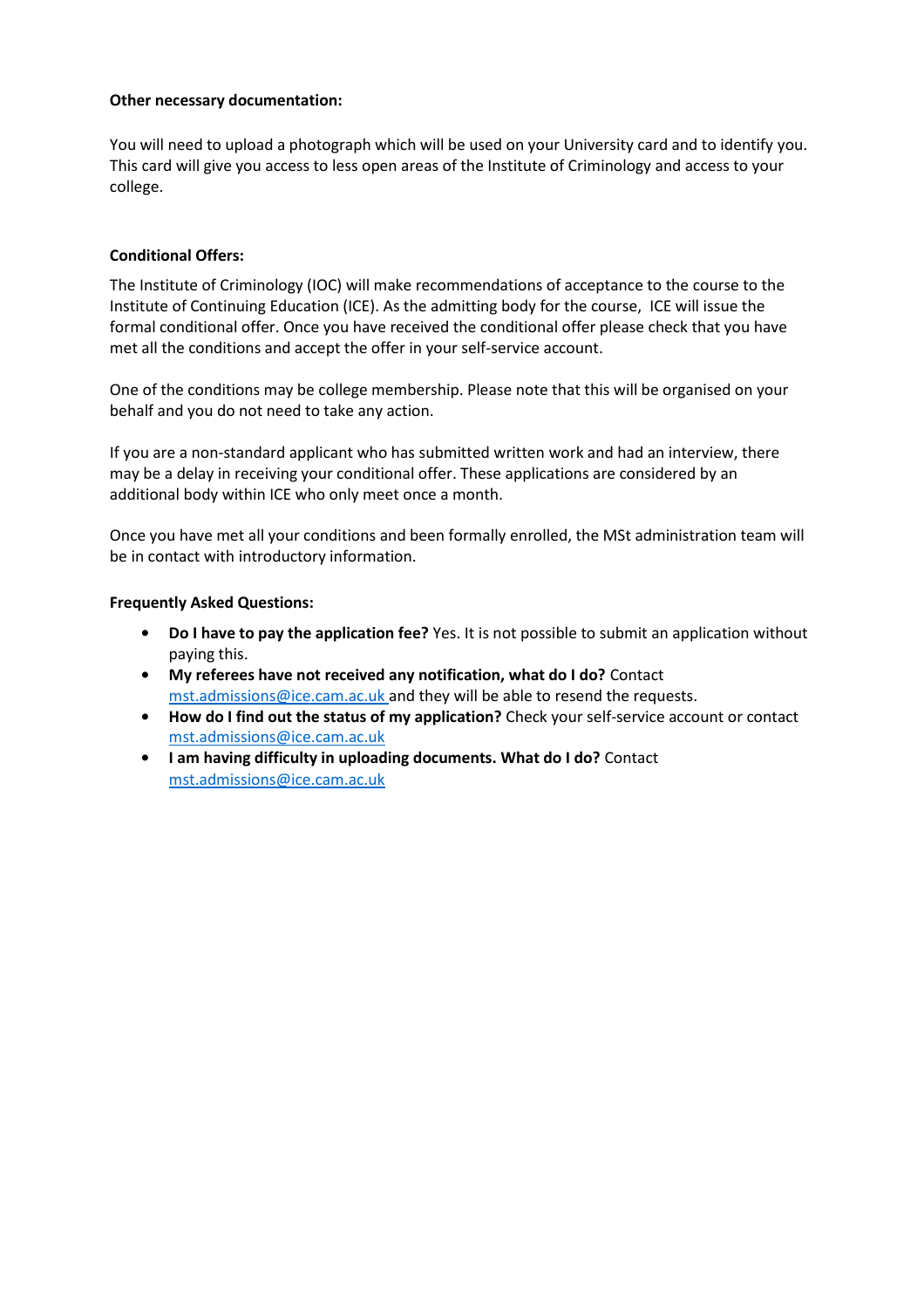**Other necessary documentation:**

You will need to upload a photograph which will be used on your University card and to identify you. This card will give you access to less open areas of the Institute of Criminology and access to your college.

**Conditional Offers:**

The Institute of Criminology (IOC) will make recommendations of acceptance to the course to the Institute of Continuing Education (ICE). As the admitting body for the course, ICE will issue the formal conditional offer. Once you have received the conditional offer please check that you have met all the conditions and accept the offer in your self-service account.

One of the conditions may be college membership. Please note that this will be organised on your behalf and you do not need to take any action.

If you are a non-standard applicant who has submitted written work and had an interview, there may be a delay in receiving your conditional offer. These applications are considered by an additional body within ICE who only meet once a month.

Once you have met all your conditions and been formally enrolled, the MSt administration team will be in contact with introductory information.

**Frequently Asked Questions:**

- **Do I have to pay the application fee?** Yes. It is not possible to submit an application without paying this.
- **My referees have not received any notification, what do I do?** Contact mst.admissions@ice.cam.ac.uk and they will be able to resend the requests.
- **How do I find out the status of my application?** Check your self-service account or contact mst.admissions@ice.cam.ac.uk
- **I am having difficulty in uploading documents. What do I do?** Contact mst.admissions@ice.cam.ac.uk